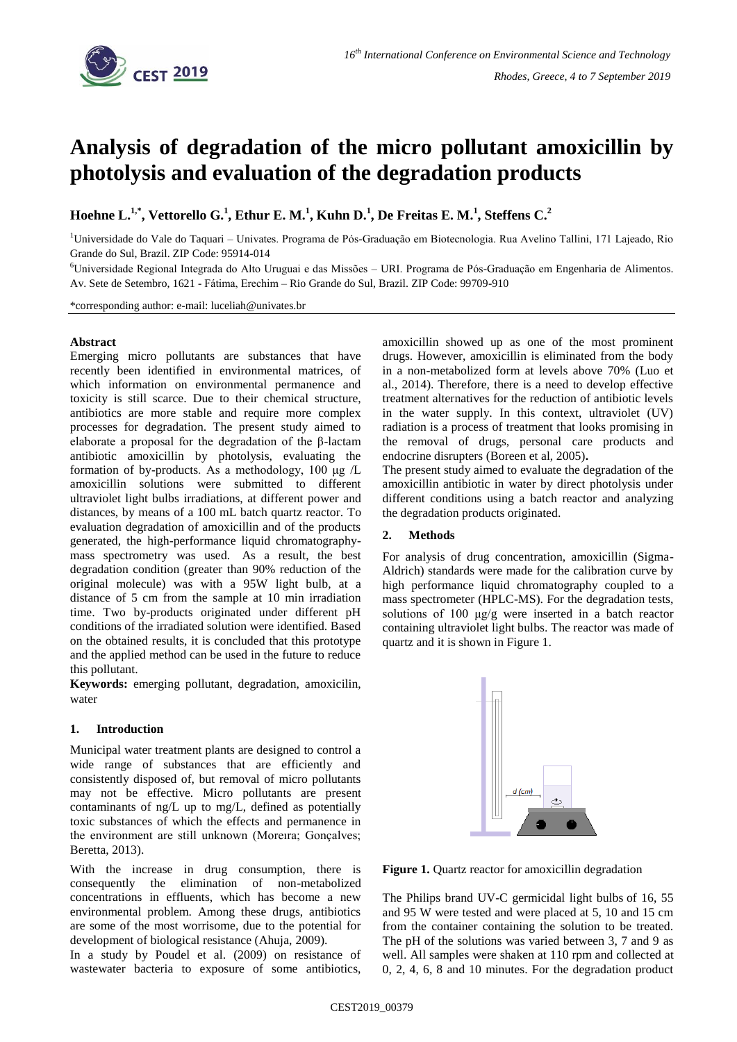# Analysis of degradation of the micro pollutant amoxicillin by photolysis and evaluation of the degradation products

**Hoehne L.[1,*], Vettorello G.[1], Ethur E. M.[1], Kuhn D.[1], De Freitas E. M.[1], Steffens C.[2]**

[1]Universidade do Vale do Taquari – Univates. Programa de Pós-Graduação em Biotecnologia. Rua Avelino Tallini, 171 Lajeado, Rio Grande do Sul, Brazil. ZIP Code: 95914-014

[6]Universidade Regional Integrada do Alto Uruguai e das Missões – URI. Programa de Pós-Graduação em Engenharia de Alimentos. Av. Sete de Setembro, 1621 - Fátima, Erechim – Rio Grande do Sul, Brazil. ZIP Code: 99709-910

*corresponding author: e-mail: luceliah@univates.br

**Abstract**

Emerging micro pollutants are substances that have recently been identified in environmental matrices, of which information on environmental permanence and toxicity is still scarce. Due to their chemical structure, antibiotics are more stable and require more complex processes for degradation. The present study aimed to elaborate a proposal for the degradation of the β-lactam antibiotic amoxicillin by photolysis, evaluating the formation of by-products. As a methodology, 100 µg /L amoxicillin solutions were submitted to different ultraviolet light bulbs irradiations, at different power and distances, by means of a 100 mL batch quartz reactor. To evaluation degradation of amoxicillin and of the products generated, the high-performance liquid chromatography-mass spectrometry was used. As a result, the best degradation condition (greater than 90% reduction of the original molecule) was with a 95W light bulb, at a distance of 5 cm from the sample at 10 min irradiation time. Two by-products originated under different pH conditions of the irradiated solution were identified. Based on the obtained results, it is concluded that this prototype and the applied method can be used in the future to reduce this pollutant.

**Keywords:** emerging pollutant, degradation, amoxicilin, water

## 1. Introduction

Municipal water treatment plants are designed to control a wide range of substances that are efficiently and consistently disposed of, but removal of micro pollutants may not be effective. Micro pollutants are present contaminants of ng/L up to mg/L, defined as potentially toxic substances of which the effects and permanence in the environment are still unknown (Moreıra; Gonçalves; Beretta, 2013).

With the increase in drug consumption, there is consequently the elimination of non-metabolized concentrations in effluents, which has become a new environmental problem. Among these drugs, antibiotics are some of the most worrisome, due to the potential for development of biological resistance (Ahuja, 2009).

In a study by Poudel et al. (2009) on resistance of wastewater bacteria to exposure of some antibiotics, amoxicillin showed up as one of the most prominent drugs. However, amoxicillin is eliminated from the body in a non-metabolized form at levels above 70% (Luo et al., 2014). Therefore, there is a need to develop effective treatment alternatives for the reduction of antibiotic levels in the water supply. In this context, ultraviolet (UV) radiation is a process of treatment that looks promising in the removal of drugs, personal care products and endocrine disrupters (Boreen et al, 2005)**.**

The present study aimed to evaluate the degradation of the amoxicillin antibiotic in water by direct photolysis under different conditions using a batch reactor and analyzing the degradation products originated.

## 2. Methods

For analysis of drug concentration, amoxicillin (Sigma-Aldrich) standards were made for the calibration curve by high performance liquid chromatography coupled to a mass spectrometer (HPLC-MS). For the degradation tests, solutions of 100 µg/g were inserted in a batch reactor containing ultraviolet light bulbs. The reactor was made of quartz and it is shown in Figure 1.

**Figure 1.** Quartz reactor for amoxicillin degradation

The Philips brand UV-C germicidal light bulbs of 16, 55 and 95 W were tested and were placed at 5, 10 and 15 cm from the container containing the solution to be treated. The pH of the solutions was varied between 3, 7 and 9 as well. All samples were shaken at 110 rpm and collected at 0, 2, 4, 6, 8 and 10 minutes. For the degradation product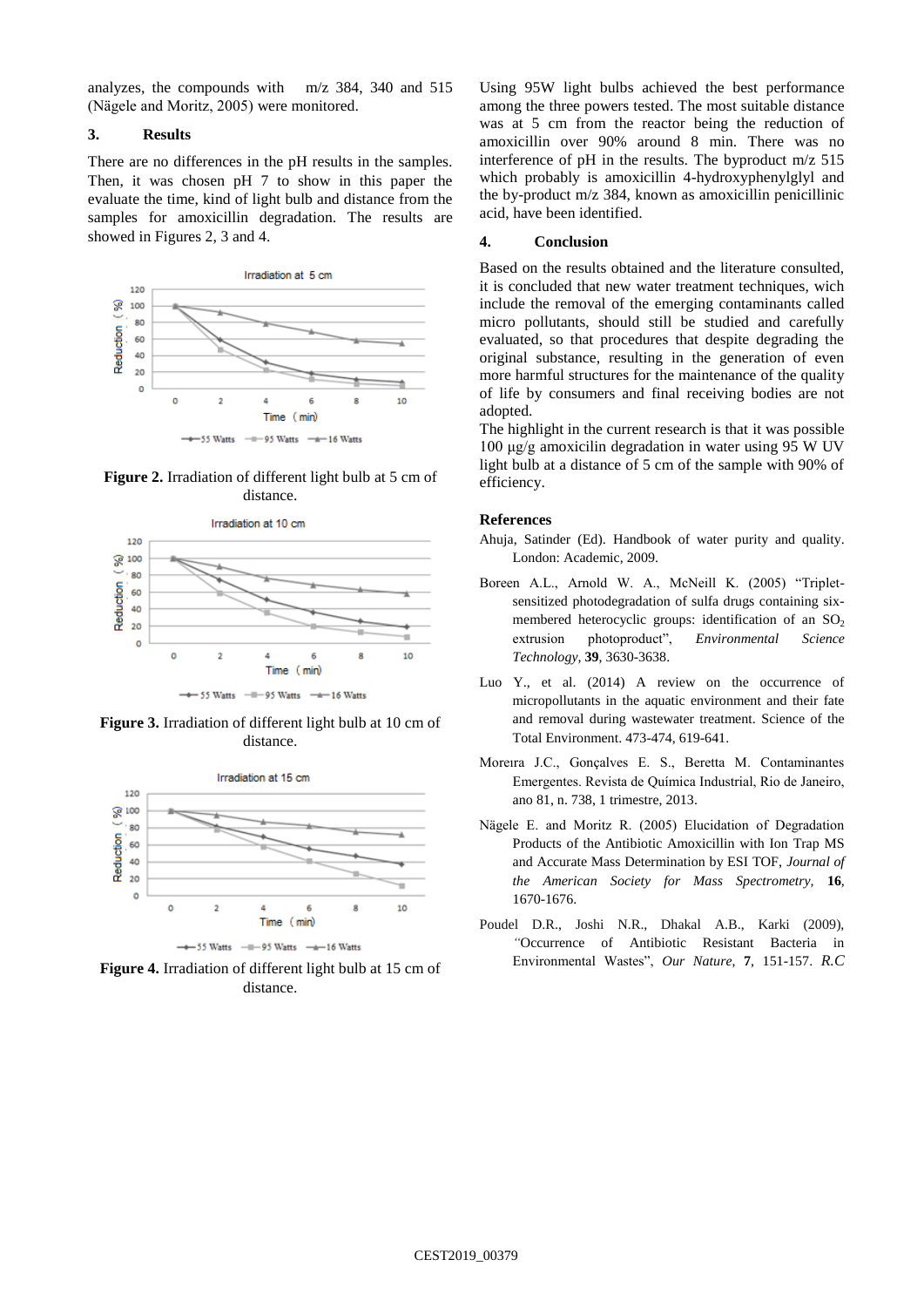analyzes, the compounds with m/z 384, 340 and 515 (Nägele and Moritz, 2005) were monitored.

## 3. Results

There are no differences in the pH results in the samples. Then, it was chosen pH 7 to show in this paper the evaluate the time, kind of light bulb and distance from the samples for amoxicillin degradation. The results are showed in Figures 2, 3 and 4.

Irradiation at 5 cm

Reduction (%)

120
100
80
60
40
20
0

0 2 4 6 8 10

Time (min)

55 Watts — 95 Watts — 16 Watts

**Figure 2.** Irradiation of different light bulb at 5 cm of distance.

Irradiation at 10 cm

Reduction (%)

120
100
80
60
40
20
0

0 2 4 6 8 10

Time (min)

55 Watts — 95 Watts — 16 Watts

**Figure 3.** Irradiation of different light bulb at 10 cm of distance.

Irradiation at 15 cm

Reduction (%)

120
100
80
60
40
20
0

0 2 4 6 8 10

Time (min)

55 Watts — 95 Watts — 16 Watts

**Figure 4.** Irradiation of different light bulb at 15 cm of distance.

Using 95W light bulbs achieved the best performance among the three powers tested. The most suitable distance was at 5 cm from the reactor being the reduction of amoxicillin over 90% around 8 min. There was no interference of pH in the results. The byproduct m/z 515 which probably is amoxicillin 4-hydroxyphenylglyl and the by-product m/z 384, known as amoxicillin penicillinic acid, have been identified.

## 4. Conclusion

Based on the results obtained and the literature consulted, it is concluded that new water treatment techniques, wich include the removal of the emerging contaminants called micro pollutants, should still be studied and carefully evaluated, so that procedures that despite degrading the original substance, resulting in the generation of even more harmful structures for the maintenance of the quality of life by consumers and final receiving bodies are not adopted.

The highlight in the current research is that it was possible 100 μg/g amoxicilin degradation in water using 95 W UV light bulb at a distance of 5 cm of the sample with 90% of efficiency.

## References

Ahuja, Satinder (Ed). Handbook of water purity and quality. London: Academic, 2009.

Boreen A.L., Arnold W. A., McNeill K. (2005) "Triplet-sensitized photodegradation of sulfa drugs containing six-membered heterocyclic groups: identification of an $SO_2$ extrusion photoproduct", *Environmental Science Technology*, **39**, 3630-3638.

Luo Y., et al. (2014) A review on the occurrence of micropollutants in the aquatic environment and their fate and removal during wastewater treatment. Science of the Total Environment. 473-474, 619-641.

Moreira J.C., Gonçalves E. S., Beretta M. Contaminantes Emergentes. Revista de Química Industrial, Rio de Janeiro, ano 81, n. 738, 1 trimestre, 2013.

Nägele E. and Moritz R. (2005) Elucidation of Degradation Products of the Antibiotic Amoxicillin with Ion Trap MS and Accurate Mass Determination by ESI TOF, *Journal of the American Society for Mass Spectrometry*, **16**, 1670-1676.

Poudel D.R., Joshi N.R., Dhakal A.B., Karki (2009), "Occurrence of Antibiotic Resistant Bacteria in Environmental Wastes", *Our Nature*, **7**, 151-157. *R.C*